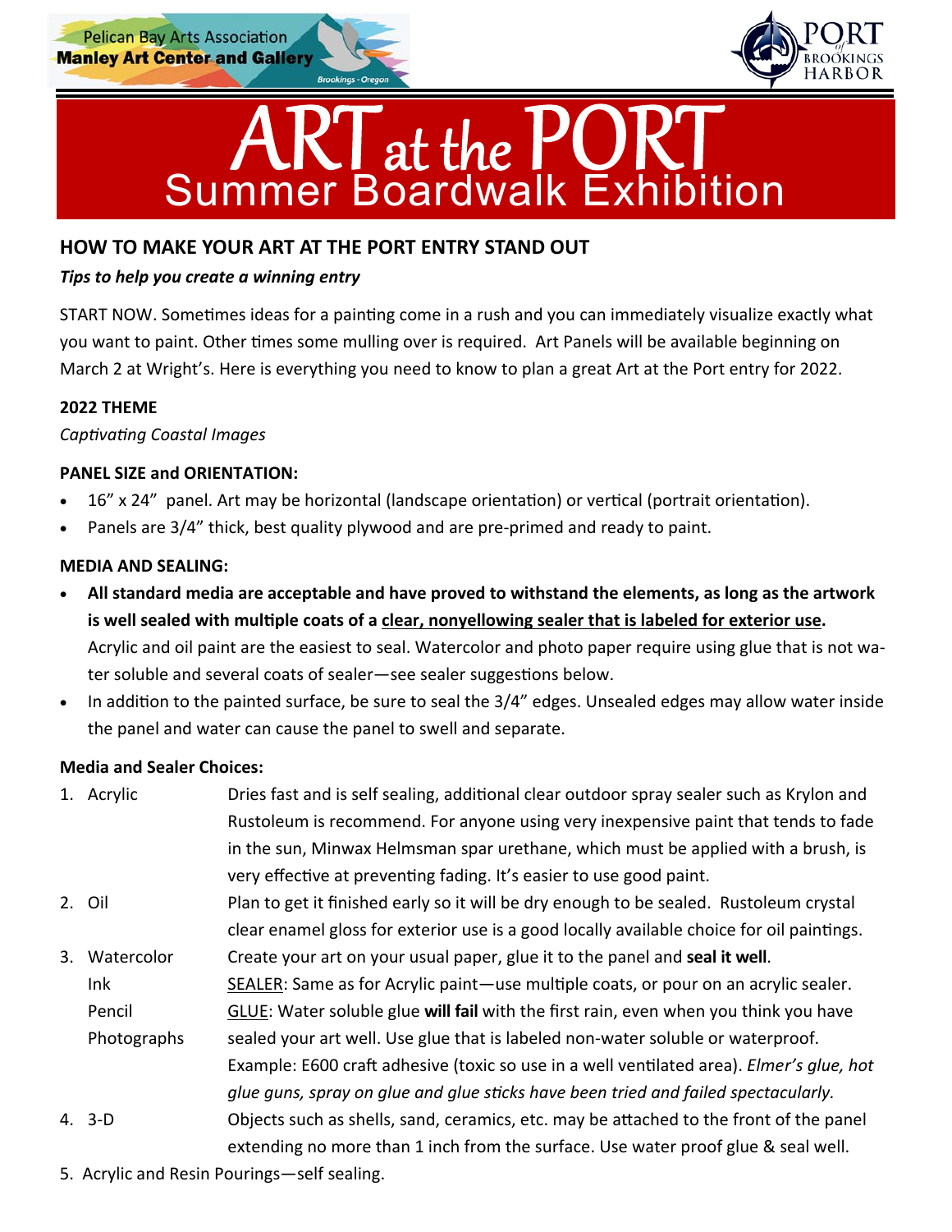Pelican Bay Arts Association
**Manley Art Center and Gallery**
Brookings - Oregon

PORT of BROOKINGS HARBOR

# ART at the PORT
## Summer Boardwalk Exhibition

### HOW TO MAKE YOUR ART AT THE PORT ENTRY STAND OUT

***Tips to help you create a winning entry***

START NOW. Sometimes ideas for a painting come in a rush and you can immediately visualize exactly what you want to paint. Other times some mulling over is required. Art Panels will be available beginning on March 2 at Wright's. Here is everything you need to know to plan a great Art at the Port entry for 2022.

**2022 THEME**

*Captivating Coastal Images*

**PANEL SIZE and ORIENTATION:**

- 16" x 24" panel. Art may be horizontal (landscape orientation) or vertical (portrait orientation).
- Panels are 3/4" thick, best quality plywood and are pre-primed and ready to paint.

**MEDIA AND SEALING:**

- **All standard media are acceptable and have proved to withstand the elements, as long as the artwork is well sealed with multiple coats of a <u>clear, nonyellowing sealer that is labeled for exterior use</u>.** Acrylic and oil paint are the easiest to seal. Watercolor and photo paper require using glue that is not water soluble and several coats of sealer—see sealer suggestions below.
- In addition to the painted surface, be sure to seal the 3/4" edges. Unsealed edges may allow water inside the panel and water can cause the panel to swell and separate.

**Media and Sealer Choices:**

1. Acrylic — Dries fast and is self sealing, additional clear outdoor spray sealer such as Krylon and Rustoleum is recommend. For anyone using very inexpensive paint that tends to fade in the sun, Minwax Helmsman spar urethane, which must be applied with a brush, is very effective at preventing fading. It's easier to use good paint.
2. Oil — Plan to get it finished early so it will be dry enough to be sealed. Rustoleum crystal clear enamel gloss for exterior use is a good locally available choice for oil paintings.
3. Watercolor, Ink, Pencil, Photographs — Create your art on your usual paper, glue it to the panel and **seal it well**.
   <u>SEALER</u>: Same as for Acrylic paint—use multiple coats, or pour on an acrylic sealer.
   <u>GLUE</u>: Water soluble glue **will fail** with the first rain, even when you think you have sealed your art well. Use glue that is labeled non-water soluble or waterproof. Example: E600 craft adhesive (toxic so use in a well ventilated area). *Elmer's glue, hot glue guns, spray on glue and glue sticks have been tried and failed spectacularly.*
4. 3-D — Objects such as shells, sand, ceramics, etc. may be attached to the front of the panel extending no more than 1 inch from the surface. Use water proof glue & seal well.
5. Acrylic and Resin Pourings—self sealing.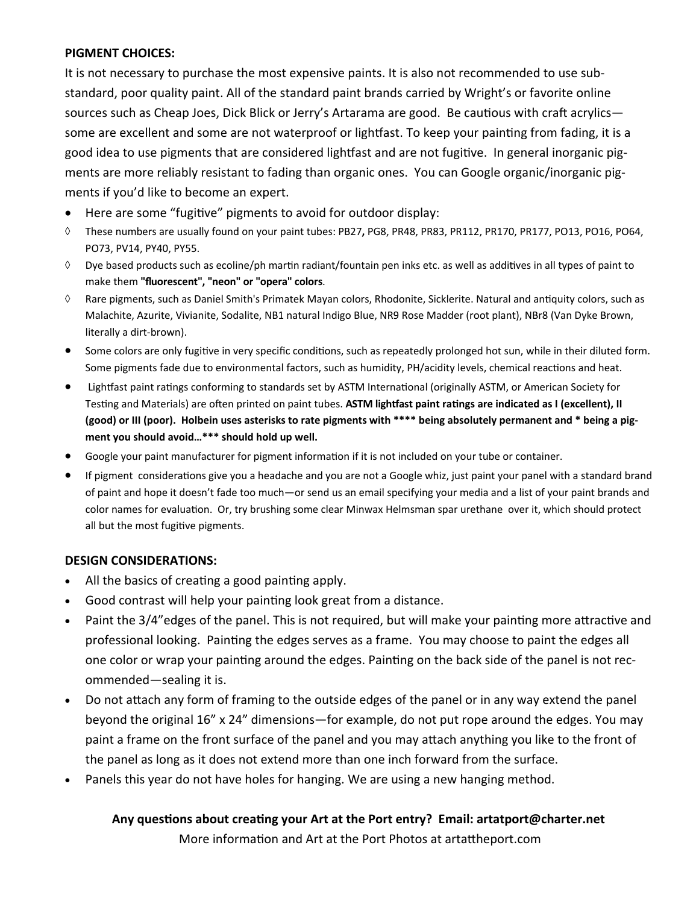**PIGMENT CHOICES:**

It is not necessary to purchase the most expensive paints. It is also not recommended to use sub-standard, poor quality paint. All of the standard paint brands carried by Wright's or favorite online sources such as Cheap Joes, Dick Blick or Jerry's Artarama are good. Be cautious with craft acrylics—some are excellent and some are not waterproof or lightfast. To keep your painting from fading, it is a good idea to use pigments that are considered lightfast and are not fugitive. In general inorganic pigments are more reliably resistant to fading than organic ones. You can Google organic/inorganic pigments if you'd like to become an expert.

- Here are some "fugitive" pigments to avoid for outdoor display:
  - ◊ These numbers are usually found on your paint tubes: PB27**,** PG8, PR48, PR83, PR112, PR170, PR177, PO13, PO16, PO64, PO73, PV14, PY40, PY55.
  - ◊ Dye based products such as ecoline/ph martin radiant/fountain pen inks etc. as well as additives in all types of paint to make them **"fluorescent", "neon" or "opera" colors**.
  - ◊ Rare pigments, such as Daniel Smith's Primatek Mayan colors, Rhodonite, Sicklerite. Natural and antiquity colors, such as Malachite, Azurite, Vivianite, Sodalite, NB1 natural Indigo Blue, NR9 Rose Madder (root plant), NBr8 (Van Dyke Brown, literally a dirt-brown).
- Some colors are only fugitive in very specific conditions, such as repeatedly prolonged hot sun, while in their diluted form. Some pigments fade due to environmental factors, such as humidity, PH/acidity levels, chemical reactions and heat.
- Lightfast paint ratings conforming to standards set by ASTM International (originally ASTM, or American Society for Testing and Materials) are often printed on paint tubes. **ASTM lightfast paint ratings are indicated as I (excellent), II (good) or III (poor). Holbein uses asterisks to rate pigments with **** being absolutely permanent and * being a pigment you should avoid…*** should hold up well.**
- Google your paint manufacturer for pigment information if it is not included on your tube or container.
- If pigment considerations give you a headache and you are not a Google whiz, just paint your panel with a standard brand of paint and hope it doesn't fade too much—or send us an email specifying your media and a list of your paint brands and color names for evaluation. Or, try brushing some clear Minwax Helmsman spar urethane over it, which should protect all but the most fugitive pigments.

**DESIGN CONSIDERATIONS:**

- All the basics of creating a good painting apply.
- Good contrast will help your painting look great from a distance.
- Paint the 3/4"edges of the panel. This is not required, but will make your painting more attractive and professional looking. Painting the edges serves as a frame. You may choose to paint the edges all one color or wrap your painting around the edges. Painting on the back side of the panel is not recommended—sealing it is.
- Do not attach any form of framing to the outside edges of the panel or in any way extend the panel beyond the original 16" x 24" dimensions—for example, do not put rope around the edges. You may paint a frame on the front surface of the panel and you may attach anything you like to the front of the panel as long as it does not extend more than one inch forward from the surface.
- Panels this year do not have holes for hanging. We are using a new hanging method.

**Any questions about creating your Art at the Port entry? Email: artatport@charter.net**

More information and Art at the Port Photos at artattheport.com